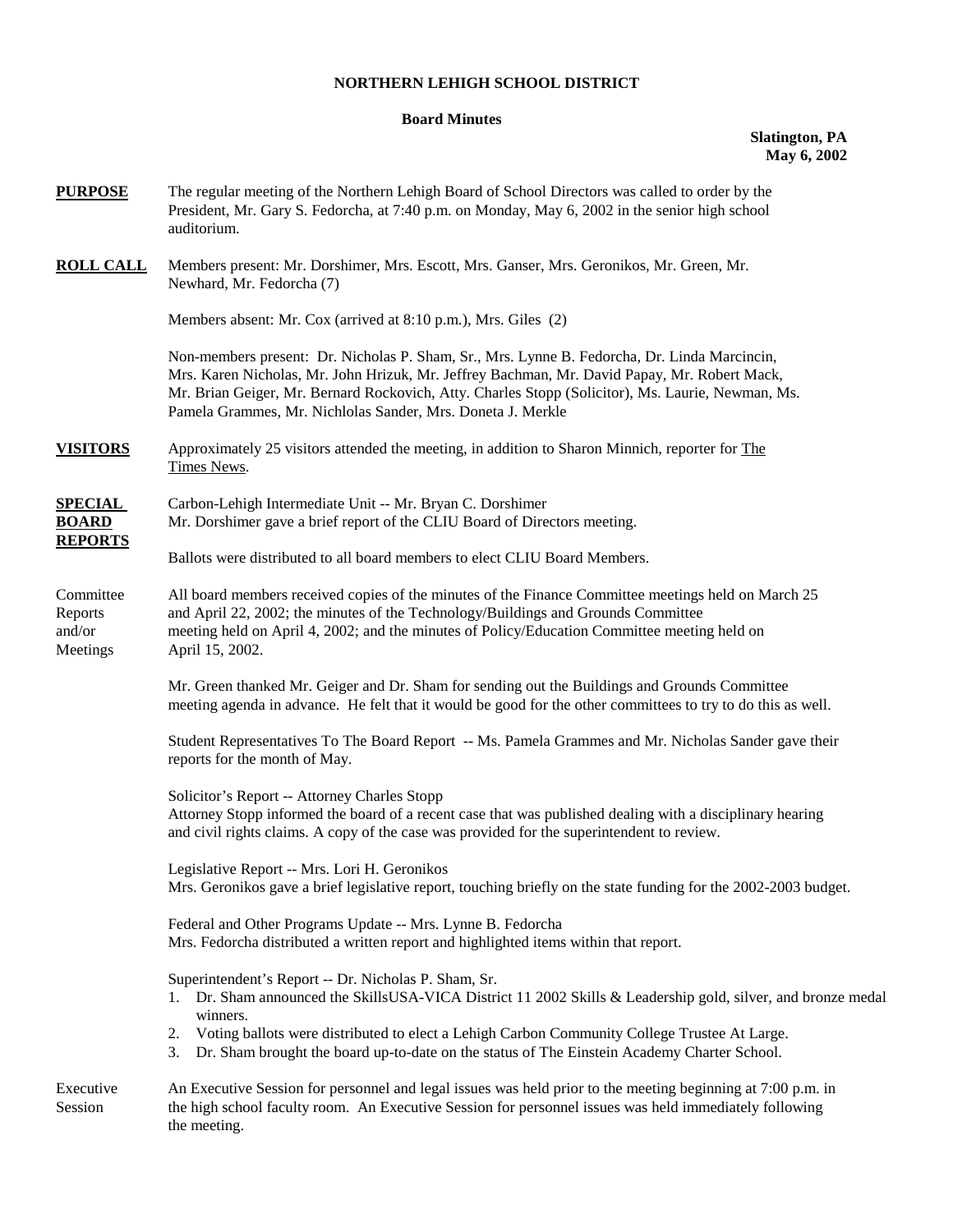# NORTHERN LEHIGH SCHOOL DISTRICT

## Board Minutes

**Slatington, PA**
**May 6, 2002**

**PURPOSE**

The regular meeting of the Northern Lehigh Board of School Directors was called to order by the President, Mr. Gary S. Fedorcha, at 7:40 p.m. on Monday, May 6, 2002 in the senior high school auditorium.

**ROLL CALL**

Members present: Mr. Dorshimer, Mrs. Escott, Mrs. Ganser, Mrs. Geronikos, Mr. Green, Mr. Newhard, Mr. Fedorcha (7)

Members absent: Mr. Cox (arrived at 8:10 p.m.), Mrs. Giles (2)

Non-members present: Dr. Nicholas P. Sham, Sr., Mrs. Lynne B. Fedorcha, Dr. Linda Marcincin, Mrs. Karen Nicholas, Mr. John Hrizuk, Mr. Jeffrey Bachman, Mr. David Papay, Mr. Robert Mack, Mr. Brian Geiger, Mr. Bernard Rockovich, Atty. Charles Stopp (Solicitor), Ms. Laurie, Newman, Ms. Pamela Grammes, Mr. Nichlolas Sander, Mrs. Doneta J. Merkle

**VISITORS**

Approximately 25 visitors attended the meeting, in addition to Sharon Minnich, reporter for The Times News.

**SPECIAL BOARD REPORTS**

Carbon-Lehigh Intermediate Unit -- Mr. Bryan C. Dorshimer
Mr. Dorshimer gave a brief report of the CLIU Board of Directors meeting.

Ballots were distributed to all board members to elect CLIU Board Members.

Committee Reports and/or Meetings

All board members received copies of the minutes of the Finance Committee meetings held on March 25 and April 22, 2002; the minutes of the Technology/Buildings and Grounds Committee meeting held on April 4, 2002; and the minutes of Policy/Education Committee meeting held on April 15, 2002.

Mr. Green thanked Mr. Geiger and Dr. Sham for sending out the Buildings and Grounds Committee meeting agenda in advance. He felt that it would be good for the other committees to try to do this as well.

Student Representatives To The Board Report -- Ms. Pamela Grammes and Mr. Nicholas Sander gave their reports for the month of May.

Solicitor's Report -- Attorney Charles Stopp
Attorney Stopp informed the board of a recent case that was published dealing with a disciplinary hearing and civil rights claims. A copy of the case was provided for the superintendent to review.

Legislative Report -- Mrs. Lori H. Geronikos
Mrs. Geronikos gave a brief legislative report, touching briefly on the state funding for the 2002-2003 budget.

Federal and Other Programs Update -- Mrs. Lynne B. Fedorcha
Mrs. Fedorcha distributed a written report and highlighted items within that report.

Superintendent's Report -- Dr. Nicholas P. Sham, Sr.

1. Dr. Sham announced the SkillsUSA-VICA District 11 2002 Skills & Leadership gold, silver, and bronze medal winners.
2. Voting ballots were distributed to elect a Lehigh Carbon Community College Trustee At Large.
3. Dr. Sham brought the board up-to-date on the status of The Einstein Academy Charter School.

Executive Session

An Executive Session for personnel and legal issues was held prior to the meeting beginning at 7:00 p.m. in the high school faculty room. An Executive Session for personnel issues was held immediately following the meeting.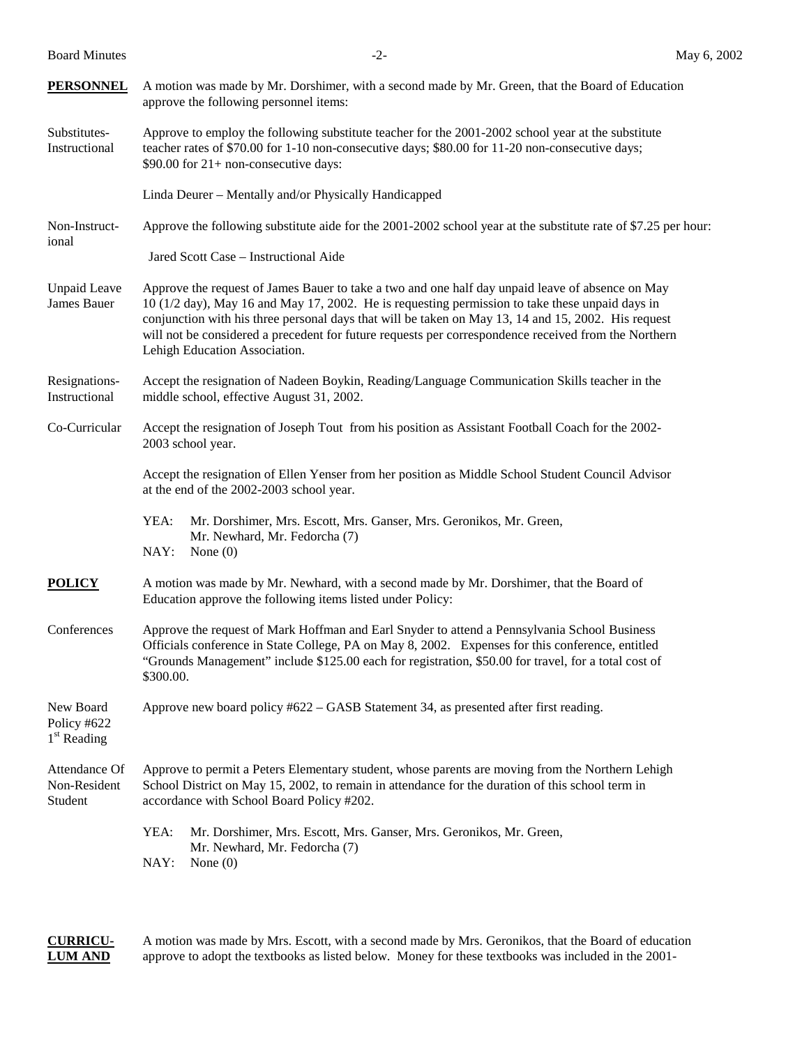**PERSONNEL** A motion was made by Mr. Dorshimer, with a second made by Mr. Green, that the Board of Education approve the following personnel items:

Substitutes-Instructional: Approve to employ the following substitute teacher for the 2001-2002 school year at the substitute teacher rates of $70.00 for 1-10 non-consecutive days; $80.00 for 11-20 non-consecutive days; $90.00 for 21+ non-consecutive days:

Linda Deurer – Mentally and/or Physically Handicapped

Non-Instructional: Approve the following substitute aide for the 2001-2002 school year at the substitute rate of $7.25 per hour:

Jared Scott Case – Instructional Aide

Unpaid Leave James Bauer: Approve the request of James Bauer to take a two and one half day unpaid leave of absence on May 10 (1/2 day), May 16 and May 17, 2002. He is requesting permission to take these unpaid days in conjunction with his three personal days that will be taken on May 13, 14 and 15, 2002. His request will not be considered a precedent for future requests per correspondence received from the Northern Lehigh Education Association.

Resignations-Instructional: Accept the resignation of Nadeen Boykin, Reading/Language Communication Skills teacher in the middle school, effective August 31, 2002.

Co-Curricular: Accept the resignation of Joseph Tout from his position as Assistant Football Coach for the 2002-2003 school year.

Accept the resignation of Ellen Yenser from her position as Middle School Student Council Advisor at the end of the 2002-2003 school year.

YEA: Mr. Dorshimer, Mrs. Escott, Mrs. Ganser, Mrs. Geronikos, Mr. Green, Mr. Newhard, Mr. Fedorcha (7)
NAY: None (0)

**POLICY** A motion was made by Mr. Newhard, with a second made by Mr. Dorshimer, that the Board of Education approve the following items listed under Policy:

Conferences: Approve the request of Mark Hoffman and Earl Snyder to attend a Pennsylvania School Business Officials conference in State College, PA on May 8, 2002. Expenses for this conference, entitled "Grounds Management" include $125.00 each for registration, $50.00 for travel, for a total cost of $300.00.

New Board Policy #622 1st Reading: Approve new board policy #622 – GASB Statement 34, as presented after first reading.

Attendance Of Non-Resident Student: Approve to permit a Peters Elementary student, whose parents are moving from the Northern Lehigh School District on May 15, 2002, to remain in attendance for the duration of this school term in accordance with School Board Policy #202.

YEA: Mr. Dorshimer, Mrs. Escott, Mrs. Ganser, Mrs. Geronikos, Mr. Green, Mr. Newhard, Mr. Fedorcha (7)
NAY: None (0)

**CURRICULUM AND** A motion was made by Mrs. Escott, with a second made by Mrs. Geronikos, that the Board of education approve to adopt the textbooks as listed below. Money for these textbooks was included in the 2001-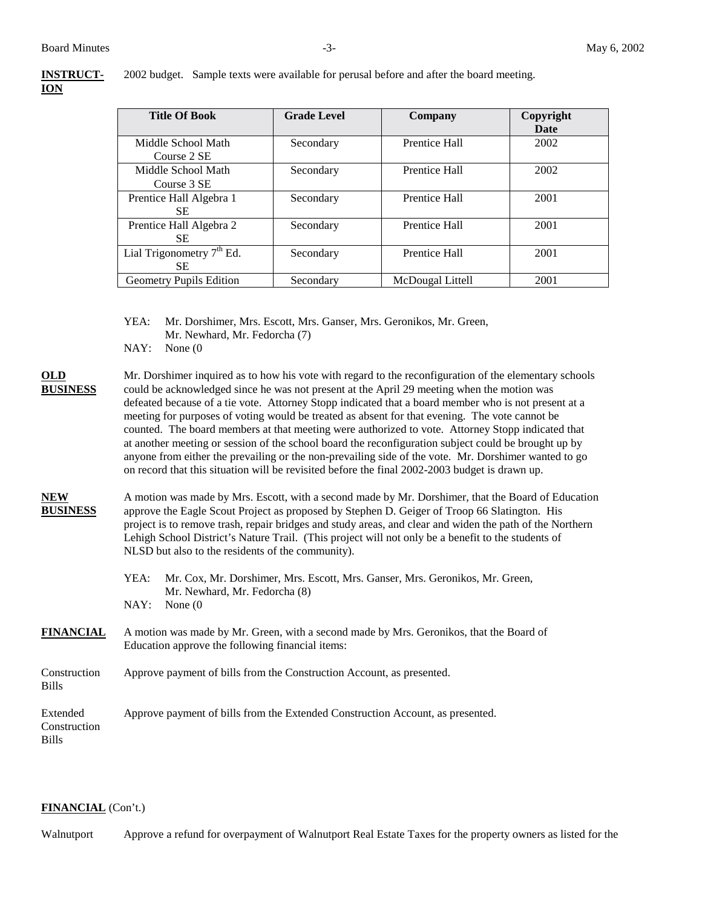**INSTRUCTION** 2002 budget. Sample texts were available for perusal before and after the board meeting.

| Title Of Book | Grade Level | Company | Copyright Date |
|---|---|---|---|
| Middle School Math Course 2 SE | Secondary | Prentice Hall | 2002 |
| Middle School Math Course 3 SE | Secondary | Prentice Hall | 2002 |
| Prentice Hall Algebra 1 SE | Secondary | Prentice Hall | 2001 |
| Prentice Hall Algebra 2 SE | Secondary | Prentice Hall | 2001 |
| Lial Trigonometry 7th Ed. SE | Secondary | Prentice Hall | 2001 |
| Geometry Pupils Edition | Secondary | McDougal Littell | 2001 |

YEA: Mr. Dorshimer, Mrs. Escott, Mrs. Ganser, Mrs. Geronikos, Mr. Green, Mr. Newhard, Mr. Fedorcha (7)
NAY: None (0

**OLD BUSINESS** Mr. Dorshimer inquired as to how his vote with regard to the reconfiguration of the elementary schools could be acknowledged since he was not present at the April 29 meeting when the motion was defeated because of a tie vote. Attorney Stopp indicated that a board member who is not present at a meeting for purposes of voting would be treated as absent for that evening. The vote cannot be counted. The board members at that meeting were authorized to vote. Attorney Stopp indicated that at another meeting or session of the school board the reconfiguration subject could be brought up by anyone from either the prevailing or the non-prevailing side of the vote. Mr. Dorshimer wanted to go on record that this situation will be revisited before the final 2002-2003 budget is drawn up.

**NEW BUSINESS** A motion was made by Mrs. Escott, with a second made by Mr. Dorshimer, that the Board of Education approve the Eagle Scout Project as proposed by Stephen D. Geiger of Troop 66 Slatington. His project is to remove trash, repair bridges and study areas, and clear and widen the path of the Northern Lehigh School District's Nature Trail. (This project will not only be a benefit to the students of NLSD but also to the residents of the community).

YEA: Mr. Cox, Mr. Dorshimer, Mrs. Escott, Mrs. Ganser, Mrs. Geronikos, Mr. Green, Mr. Newhard, Mr. Fedorcha (8)
NAY: None (0

**FINANCIAL** A motion was made by Mr. Green, with a second made by Mrs. Geronikos, that the Board of Education approve the following financial items:

Construction Bills — Approve payment of bills from the Construction Account, as presented.

Extended Construction Bills — Approve payment of bills from the Extended Construction Account, as presented.

**FINANCIAL** (Con't.)

Walnutport — Approve a refund for overpayment of Walnutport Real Estate Taxes for the property owners as listed for the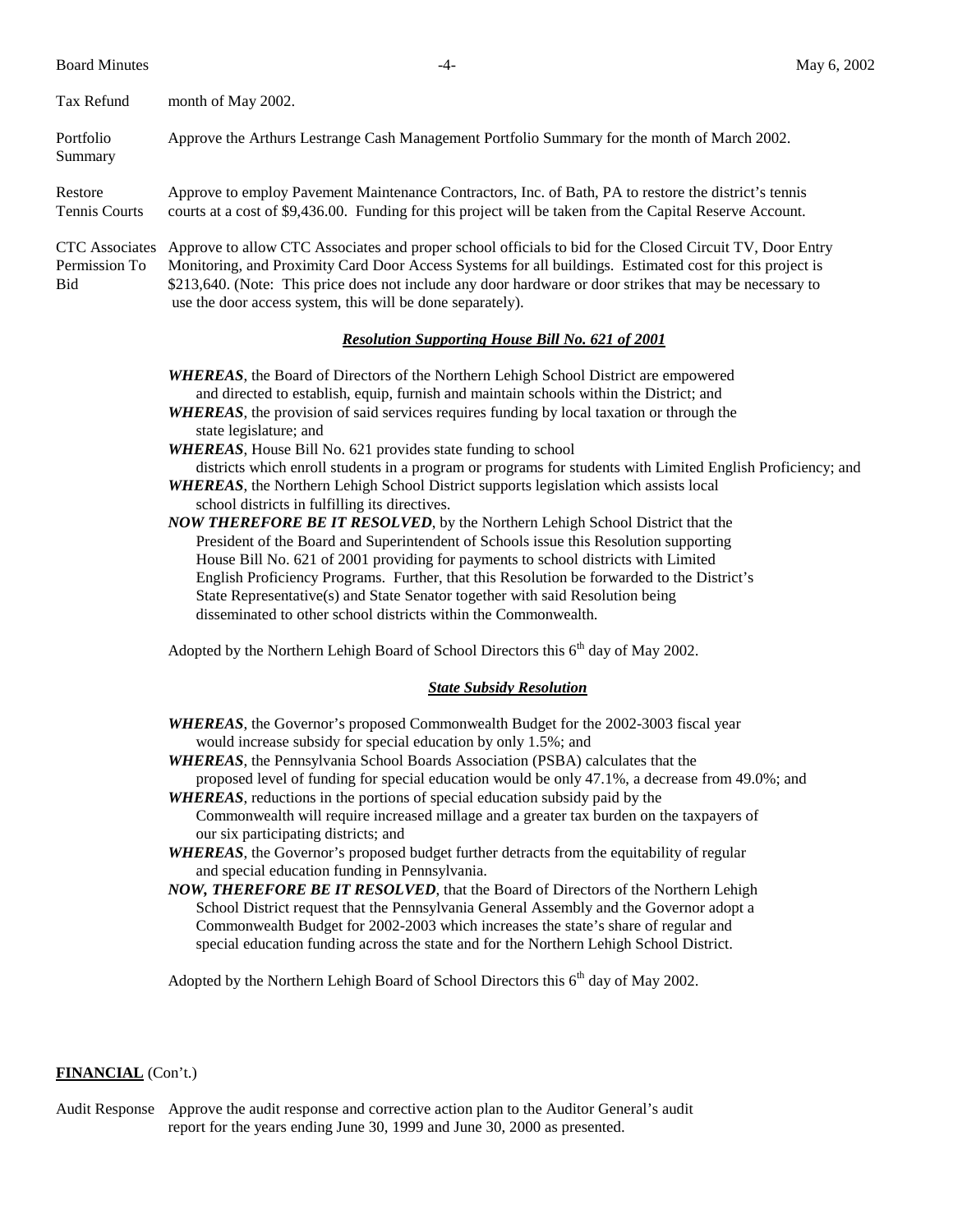| | |
|---|---|
| Tax Refund | month of May 2002. |
| Portfolio Summary | Approve the Arthurs Lestrange Cash Management Portfolio Summary for the month of March 2002. |
| Restore Tennis Courts | Approve to employ Pavement Maintenance Contractors, Inc. of Bath, PA to restore the district's tennis courts at a cost of $9,436.00. Funding for this project will be taken from the Capital Reserve Account. |
| CTC Associates Permission To Bid | Approve to allow CTC Associates and proper school officials to bid for the Closed Circuit TV, Door Entry Monitoring, and Proximity Card Door Access Systems for all buildings. Estimated cost for this project is $213,640. (Note: This price does not include any door hardware or door strikes that may be necessary to use the door access system, this will be done separately). |

### ***Resolution Supporting House Bill No. 621 of 2001***

***WHEREAS***, the Board of Directors of the Northern Lehigh School District are empowered and directed to establish, equip, furnish and maintain schools within the District; and

***WHEREAS***, the provision of said services requires funding by local taxation or through the state legislature; and

***WHEREAS***, House Bill No. 621 provides state funding to school districts which enroll students in a program or programs for students with Limited English Proficiency; and

***WHEREAS***, the Northern Lehigh School District supports legislation which assists local school districts in fulfilling its directives.

***NOW THEREFORE BE IT RESOLVED***, by the Northern Lehigh School District that the President of the Board and Superintendent of Schools issue this Resolution supporting House Bill No. 621 of 2001 providing for payments to school districts with Limited English Proficiency Programs. Further, that this Resolution be forwarded to the District's State Representative(s) and State Senator together with said Resolution being disseminated to other school districts within the Commonwealth.

Adopted by the Northern Lehigh Board of School Directors this 6th day of May 2002.

### ***State Subsidy Resolution***

***WHEREAS***, the Governor's proposed Commonwealth Budget for the 2002-3003 fiscal year would increase subsidy for special education by only 1.5%; and

***WHEREAS***, the Pennsylvania School Boards Association (PSBA) calculates that the proposed level of funding for special education would be only 47.1%, a decrease from 49.0%; and

***WHEREAS***, reductions in the portions of special education subsidy paid by the Commonwealth will require increased millage and a greater tax burden on the taxpayers of our six participating districts; and

***WHEREAS***, the Governor's proposed budget further detracts from the equitability of regular and special education funding in Pennsylvania.

***NOW, THEREFORE BE IT RESOLVED***, that the Board of Directors of the Northern Lehigh School District request that the Pennsylvania General Assembly and the Governor adopt a Commonwealth Budget for 2002-2003 which increases the state's share of regular and special education funding across the state and for the Northern Lehigh School District.

Adopted by the Northern Lehigh Board of School Directors this 6th day of May 2002.

**FINANCIAL** (Con't.)

| | |
|---|---|
| Audit Response | Approve the audit response and corrective action plan to the Auditor General's audit report for the years ending June 30, 1999 and June 30, 2000 as presented. |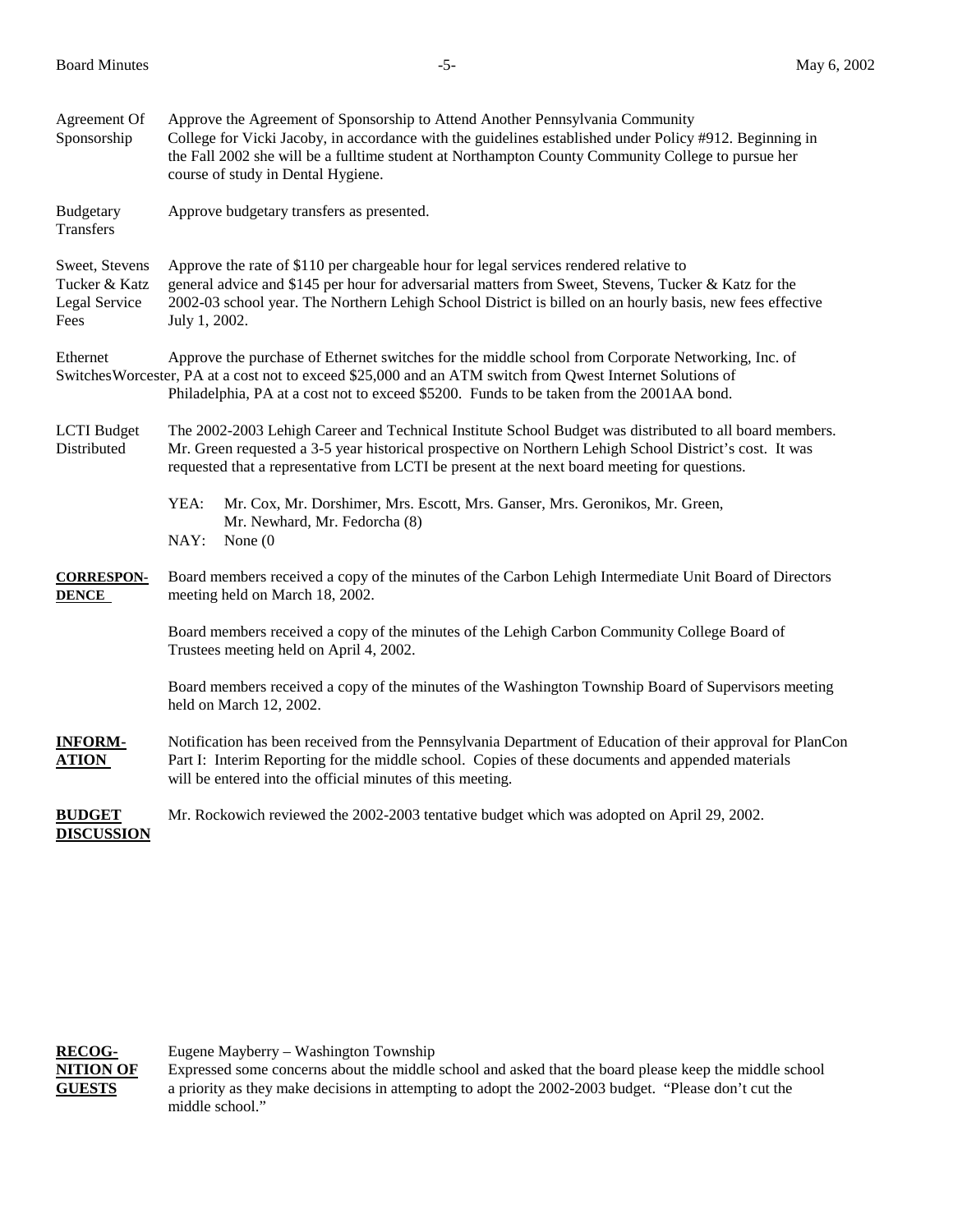**Agreement Of Sponsorship** — Approve the Agreement of Sponsorship to Attend Another Pennsylvania Community College for Vicki Jacoby, in accordance with the guidelines established under Policy #912. Beginning in the Fall 2002 she will be a fulltime student at Northampton County Community College to pursue her course of study in Dental Hygiene.

**Budgetary Transfers** — Approve budgetary transfers as presented.

**Sweet, Stevens Tucker & Katz Legal Service Fees** — Approve the rate of $110 per chargeable hour for legal services rendered relative to general advice and $145 per hour for adversarial matters from Sweet, Stevens, Tucker & Katz for the 2002-03 school year. The Northern Lehigh School District is billed on an hourly basis, new fees effective July 1, 2002.

**Ethernet Switches** — Approve the purchase of Ethernet switches for the middle school from Corporate Networking, Inc. of Worcester, PA at a cost not to exceed $25,000 and an ATM switch from Qwest Internet Solutions of Philadelphia, PA at a cost not to exceed $5200. Funds to be taken from the 2001AA bond.

**LCTI Budget Distributed** — The 2002-2003 Lehigh Career and Technical Institute School Budget was distributed to all board members. Mr. Green requested a 3-5 year historical prospective on Northern Lehigh School District's cost. It was requested that a representative from LCTI be present at the next board meeting for questions.

YEA: Mr. Cox, Mr. Dorshimer, Mrs. Escott, Mrs. Ganser, Mrs. Geronikos, Mr. Green, Mr. Newhard, Mr. Fedorcha (8)
NAY: None (0

**CORRESPONDENCE**

Board members received a copy of the minutes of the Carbon Lehigh Intermediate Unit Board of Directors meeting held on March 18, 2002.

Board members received a copy of the minutes of the Lehigh Carbon Community College Board of Trustees meeting held on April 4, 2002.

Board members received a copy of the minutes of the Washington Township Board of Supervisors meeting held on March 12, 2002.

**INFORMATION**

Notification has been received from the Pennsylvania Department of Education of their approval for PlanCon Part I: Interim Reporting for the middle school. Copies of these documents and appended materials will be entered into the official minutes of this meeting.

**BUDGET DISCUSSION**

Mr. Rockowich reviewed the 2002-2003 tentative budget which was adopted on April 29, 2002.

**RECOGNITION OF GUESTS**

Eugene Mayberry – Washington Township
Expressed some concerns about the middle school and asked that the board please keep the middle school a priority as they make decisions in attempting to adopt the 2002-2003 budget. "Please don't cut the middle school."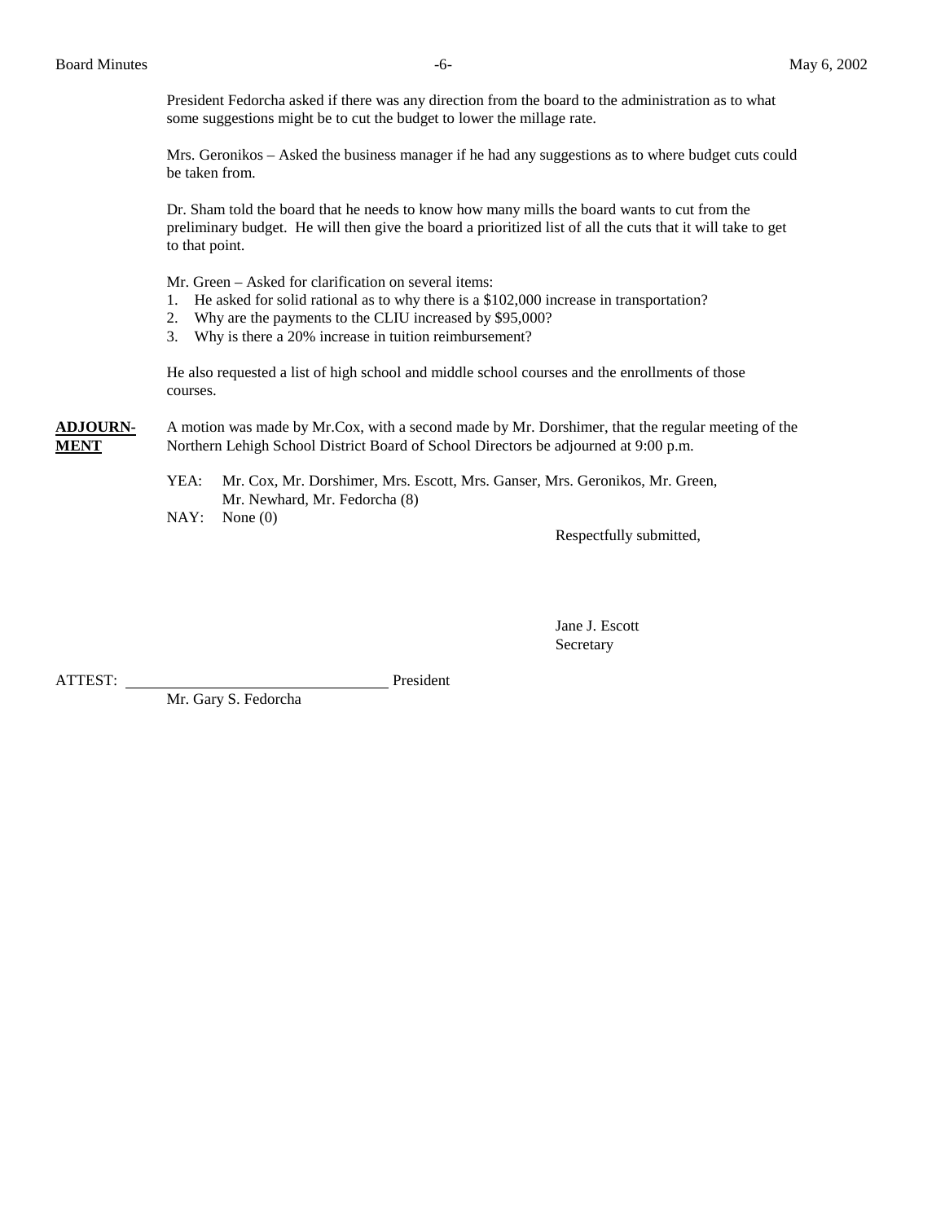President Fedorcha asked if there was any direction from the board to the administration as to what some suggestions might be to cut the budget to lower the millage rate.

Mrs. Geronikos – Asked the business manager if he had any suggestions as to where budget cuts could be taken from.

Dr. Sham told the board that he needs to know how many mills the board wants to cut from the preliminary budget. He will then give the board a prioritized list of all the cuts that it will take to get to that point.

Mr. Green – Asked for clarification on several items:

1. He asked for solid rational as to why there is a $102,000 increase in transportation?
2. Why are the payments to the CLIU increased by $95,000?
3. Why is there a 20% increase in tuition reimbursement?

He also requested a list of high school and middle school courses and the enrollments of those courses.

**ADJOURNMENT**

A motion was made by Mr.Cox, with a second made by Mr. Dorshimer, that the regular meeting of the Northern Lehigh School District Board of School Directors be adjourned at 9:00 p.m.

YEA: Mr. Cox, Mr. Dorshimer, Mrs. Escott, Mrs. Ganser, Mrs. Geronikos, Mr. Green, Mr. Newhard, Mr. Fedorcha (8)
NAY: None (0)

Respectfully submitted,

Jane J. Escott
Secretary

ATTEST: ______________________________ President
Mr. Gary S. Fedorcha